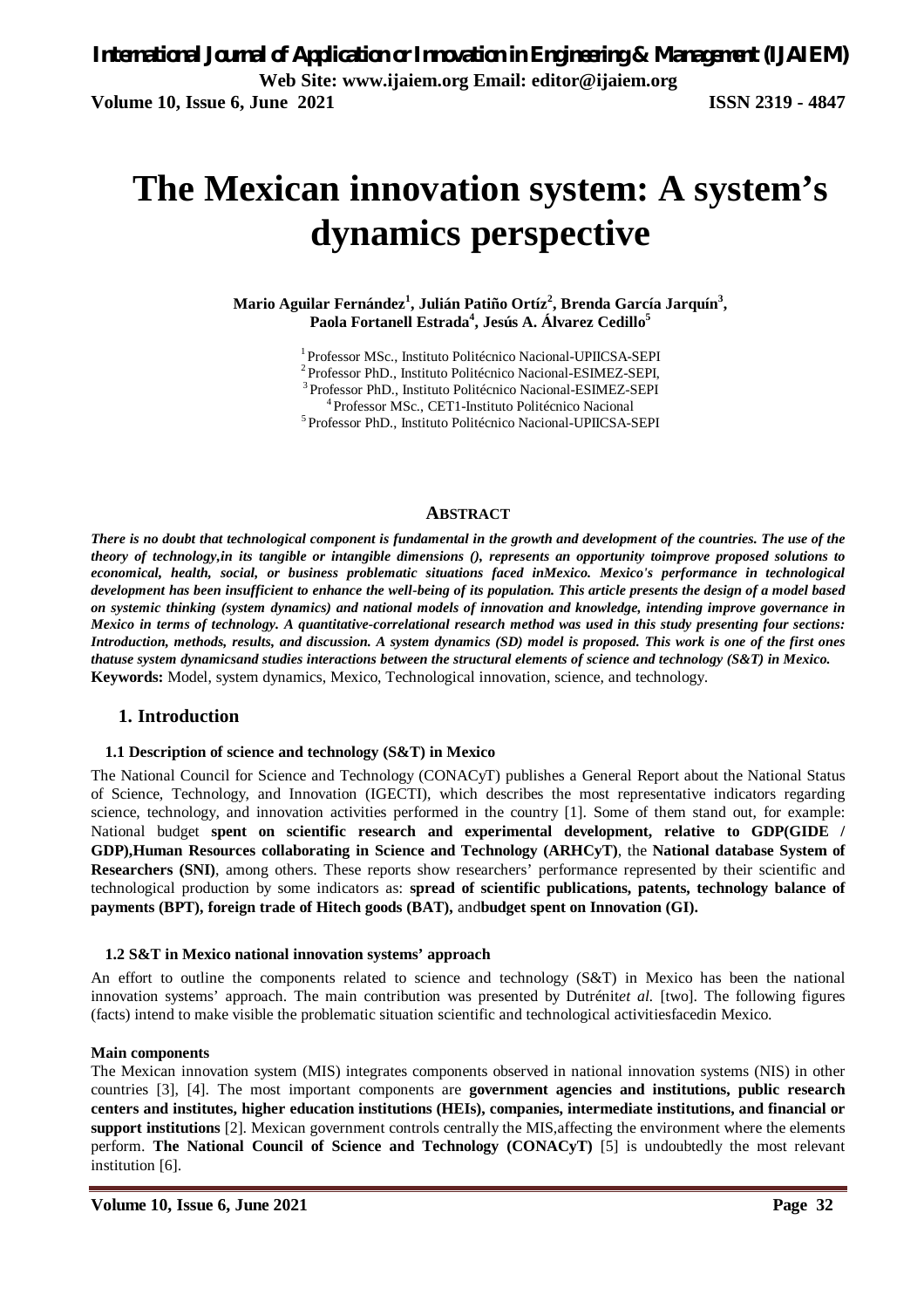# The Mexican innovation system: A system's dynamics perspective

**Mario Aguilar Fernández[1], Julián Patiño Ortíz[2], Brenda García Jarquín[3], Paola Fortanell Estrada[4], Jesús A. Álvarez Cedillo[5]**

[1] Professor MSc., Instituto Politécnico Nacional-UPIICSA-SEPI
[2] Professor PhD., Instituto Politécnico Nacional-ESIMEZ-SEPI,
[3] Professor PhD., Instituto Politécnico Nacional-ESIMEZ-SEPI
[4] Professor MSc., CET1-Instituto Politécnico Nacional
[5] Professor PhD., Instituto Politécnico Nacional-UPIICSA-SEPI

## ABSTRACT

***There is no doubt that technological component is fundamental in the growth and development of the countries. The use of the theory of technology,in its tangible or intangible dimensions (), represents an opportunity toimprove proposed solutions to economical, health, social, or business problematic situations faced inMexico. Mexico's performance in technological development has been insufficient to enhance the well-being of its population. This article presents the design of a model based on systemic thinking (system dynamics) and national models of innovation and knowledge, intending improve governance in Mexico in terms of technology. A quantitative-correlational research method was used in this study presenting four sections: Introduction, methods, results, and discussion. A system dynamics (SD) model is proposed. This work is one of the first ones thatuse system dynamicsand studies interactions between the structural elements of science and technology (S&T) in Mexico.***

**Keywords:** Model, system dynamics, Mexico, Technological innovation, science, and technology.

## 1. Introduction

### 1.1 Description of science and technology (S&T) in Mexico

The National Council for Science and Technology (CONACyT) publishes a General Report about the National Status of Science, Technology, and Innovation (IGECTI), which describes the most representative indicators regarding science, technology, and innovation activities performed in the country [1]. Some of them stand out, for example: National budget **spent on scientific research and experimental development, relative to GDP(GIDE / GDP),Human Resources collaborating in Science and Technology (ARHCyT)**, the **National database System of Researchers (SNI)**, among others. These reports show researchers' performance represented by their scientific and technological production by some indicators as: **spread of scientific publications, patents, technology balance of payments (BPT), foreign trade of Hitech goods (BAT),** and**budget spent on Innovation (GI).**

### 1.2 S&T in Mexico national innovation systems' approach

An effort to outline the components related to science and technology (S&T) in Mexico has been the national innovation systems' approach. The main contribution was presented by Dutrénit*et al.* [two]. The following figures (facts) intend to make visible the problematic situation scientific and technological activitiesfacedin Mexico.

**Main components**

The Mexican innovation system (MIS) integrates components observed in national innovation systems (NIS) in other countries [3], [4]. The most important components are **government agencies and institutions, public research centers and institutes, higher education institutions (HEIs), companies, intermediate institutions, and financial or support institutions** [2]. Mexican government controls centrally the MIS,affecting the environment where the elements perform. **The National Council of Science and Technology (CONACyT)** [5] is undoubtedly the most relevant institution [6].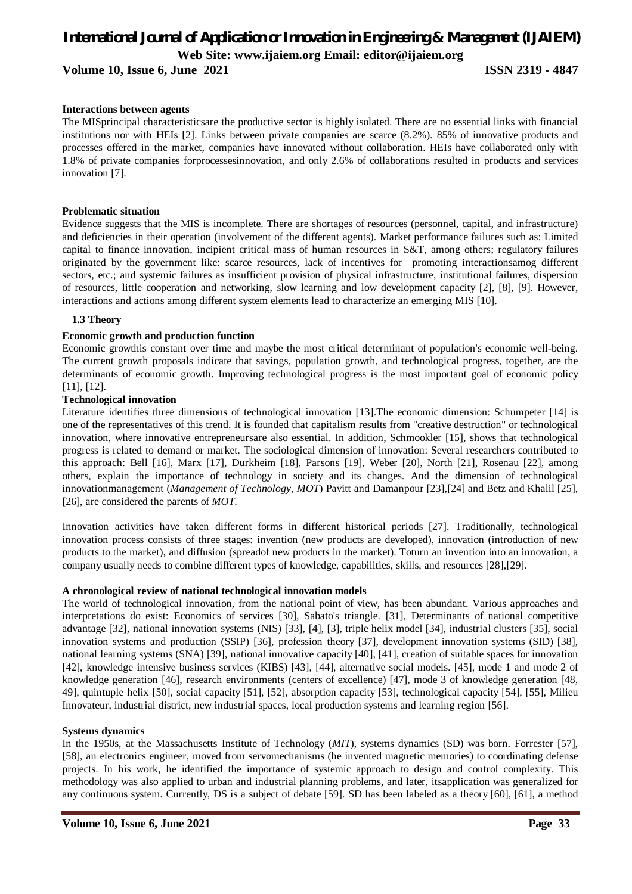**Interactions between agents**

The MISprincipal characteristicsare the productive sector is highly isolated. There are no essential links with financial institutions nor with HEIs [2]. Links between private companies are scarce (8.2%). 85% of innovative products and processes offered in the market, companies have innovated without collaboration. HEIs have collaborated only with 1.8% of private companies forprocessesinnovation, and only 2.6% of collaborations resulted in products and services innovation [7].

**Problematic situation**

Evidence suggests that the MIS is incomplete. There are shortages of resources (personnel, capital, and infrastructure) and deficiencies in their operation (involvement of the different agents). Market performance failures such as: Limited capital to finance innovation, incipient critical mass of human resources in S&T, among others; regulatory failures originated by the government like: scarce resources, lack of incentives for promoting interactionsamog different sectors, etc.; and systemic failures as insufficient provision of physical infrastructure, institutional failures, dispersion of resources, little cooperation and networking, slow learning and low development capacity [2], [8], [9]. However, interactions and actions among different system elements lead to characterize an emerging MIS [10].

## 1.3 Theory

**Economic growth and production function**

Economic growthis constant over time and maybe the most critical determinant of population's economic well-being. The current growth proposals indicate that savings, population growth, and technological progress, together, are the determinants of economic growth. Improving technological progress is the most important goal of economic policy [11], [12].

**Technological innovation**

Literature identifies three dimensions of technological innovation [13].The economic dimension: Schumpeter [14] is one of the representatives of this trend. It is founded that capitalism results from "creative destruction" or technological innovation, where innovative entrepreneursare also essential. In addition, Schmookler [15], shows that technological progress is related to demand or market. The sociological dimension of innovation: Several researchers contributed to this approach: Bell [16], Marx [17], Durkheim [18], Parsons [19], Weber [20], North [21], Rosenau [22], among others, explain the importance of technology in society and its changes. And the dimension of technological innovationmanagement (*Management of Technology, MOT*) Pavitt and Damanpour [23],[24] and Betz and Khalil [25], [26], are considered the parents of *MOT*.

Innovation activities have taken different forms in different historical periods [27]. Traditionally, technological innovation process consists of three stages: invention (new products are developed), innovation (introduction of new products to the market), and diffusion (spreadof new products in the market). Toturn an invention into an innovation, a company usually needs to combine different types of knowledge, capabilities, skills, and resources [28],[29].

**A chronological review of national technological innovation models**

The world of technological innovation, from the national point of view, has been abundant. Various approaches and interpretations do exist: Economics of services [30], Sabato's triangle. [31], Determinants of national competitive advantage [32], national innovation systems (NIS) [33], [4], [3], triple helix model [34], industrial clusters [35], social innovation systems and production (SSIP) [36], profession theory [37], development innovation systems (SID) [38], national learning systems (SNA) [39], national innovative capacity [40], [41], creation of suitable spaces for innovation [42], knowledge intensive business services (KIBS) [43], [44], alternative social models. [45], mode 1 and mode 2 of knowledge generation [46], research environments (centers of excellence) [47], mode 3 of knowledge generation [48, 49], quintuple helix [50], social capacity [51], [52], absorption capacity [53], technological capacity [54], [55], Milieu Innovateur, industrial district, new industrial spaces, local production systems and learning region [56].

**Systems dynamics**

In the 1950s, at the Massachusetts Institute of Technology (*MIT*), systems dynamics (SD) was born. Forrester [57], [58], an electronics engineer, moved from servomechanisms (he invented magnetic memories) to coordinating defense projects. In his work, he identified the importance of systemic approach to design and control complexity. This methodology was also applied to urban and industrial planning problems, and later, itsapplication was generalized for any continuous system. Currently, DS is a subject of debate [59]. SD has been labeled as a theory [60], [61], a method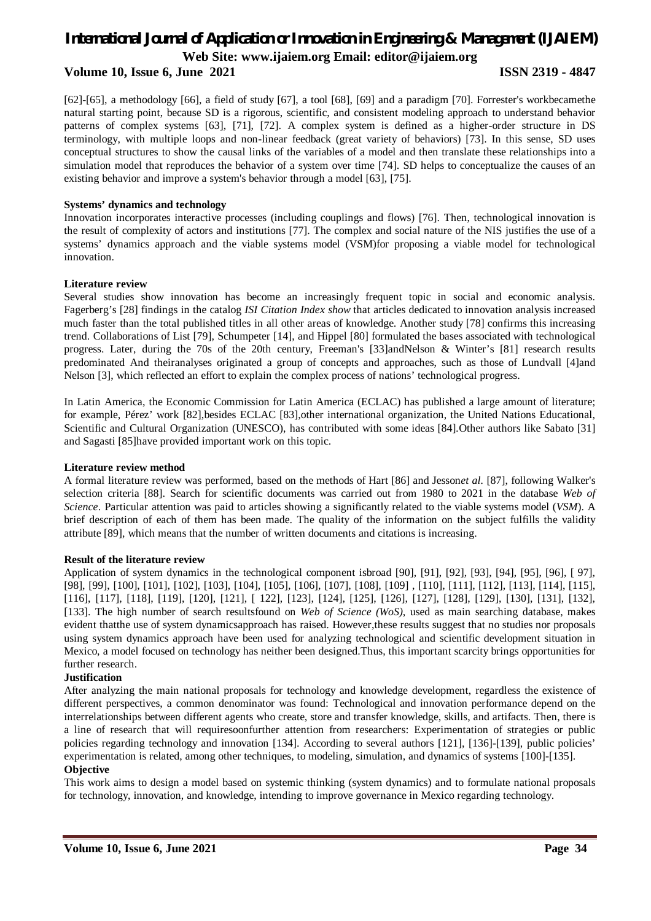[62]-[65], a methodology [66], a field of study [67], a tool [68], [69] and a paradigm [70]. Forrester's workbecamethe natural starting point, because SD is a rigorous, scientific, and consistent modeling approach to understand behavior patterns of complex systems [63], [71], [72]. A complex system is defined as a higher-order structure in DS terminology, with multiple loops and non-linear feedback (great variety of behaviors) [73]. In this sense, SD uses conceptual structures to show the causal links of the variables of a model and then translate these relationships into a simulation model that reproduces the behavior of a system over time [74]. SD helps to conceptualize the causes of an existing behavior and improve a system's behavior through a model [63], [75].

**Systems' dynamics and technology**

Innovation incorporates interactive processes (including couplings and flows) [76]. Then, technological innovation is the result of complexity of actors and institutions [77]. The complex and social nature of the NIS justifies the use of a systems' dynamics approach and the viable systems model (VSM)for proposing a viable model for technological innovation.

**Literature review**

Several studies show innovation has become an increasingly frequent topic in social and economic analysis. Fagerberg's [28] findings in the catalog *ISI Citation Index show* that articles dedicated to innovation analysis increased much faster than the total published titles in all other areas of knowledge. Another study [78] confirms this increasing trend. Collaborations of List [79], Schumpeter [14], and Hippel [80] formulated the bases associated with technological progress. Later, during the 70s of the 20th century, Freeman's [33]andNelson & Winter's [81] research results predominated And theiranalyses originated a group of concepts and approaches, such as those of Lundvall [4]and Nelson [3], which reflected an effort to explain the complex process of nations' technological progress.

In Latin America, the Economic Commission for Latin America (ECLAC) has published a large amount of literature; for example, Pérez' work [82],besides ECLAC [83],other international organization, the United Nations Educational, Scientific and Cultural Organization (UNESCO), has contributed with some ideas [84].Other authors like Sabato [31] and Sagasti [85]have provided important work on this topic.

**Literature review method**

A formal literature review was performed, based on the methods of Hart [86] and Jesson*et al*. [87], following Walker's selection criteria [88]. Search for scientific documents was carried out from 1980 to 2021 in the database *Web of Science*. Particular attention was paid to articles showing a significantly related to the viable systems model (*VSM*). A brief description of each of them has been made. The quality of the information on the subject fulfills the validity attribute [89], which means that the number of written documents and citations is increasing.

**Result of the literature review**

Application of system dynamics in the technological component isbroad [90], [91], [92], [93], [94], [95], [96], [ 97], [98], [99], [100], [101], [102], [103], [104], [105], [106], [107], [108], [109] , [110], [111], [112], [113], [114], [115], [116], [117], [118], [119], [120], [121], [ 122], [123], [124], [125], [126], [127], [128], [129], [130], [131], [132], [133]. The high number of search resultsfound on *Web of Science (WoS)*, used as main searching database, makes evident thatthe use of system dynamicsapproach has raised. However,these results suggest that no studies nor proposals using system dynamics approach have been used for analyzing technological and scientific development situation in Mexico, a model focused on technology has neither been designed.Thus, this important scarcity brings opportunities for further research.

**Justification**

After analyzing the main national proposals for technology and knowledge development, regardless the existence of different perspectives, a common denominator was found: Technological and innovation performance depend on the interrelationships between different agents who create, store and transfer knowledge, skills, and artifacts. Then, there is a line of research that will requiresoonfurther attention from researchers: Experimentation of strategies or public policies regarding technology and innovation [134]. According to several authors [121], [136]-[139], public policies' experimentation is related, among other techniques, to modeling, simulation, and dynamics of systems [100]-[135].

**Objective**

This work aims to design a model based on systemic thinking (system dynamics) and to formulate national proposals for technology, innovation, and knowledge, intending to improve governance in Mexico regarding technology.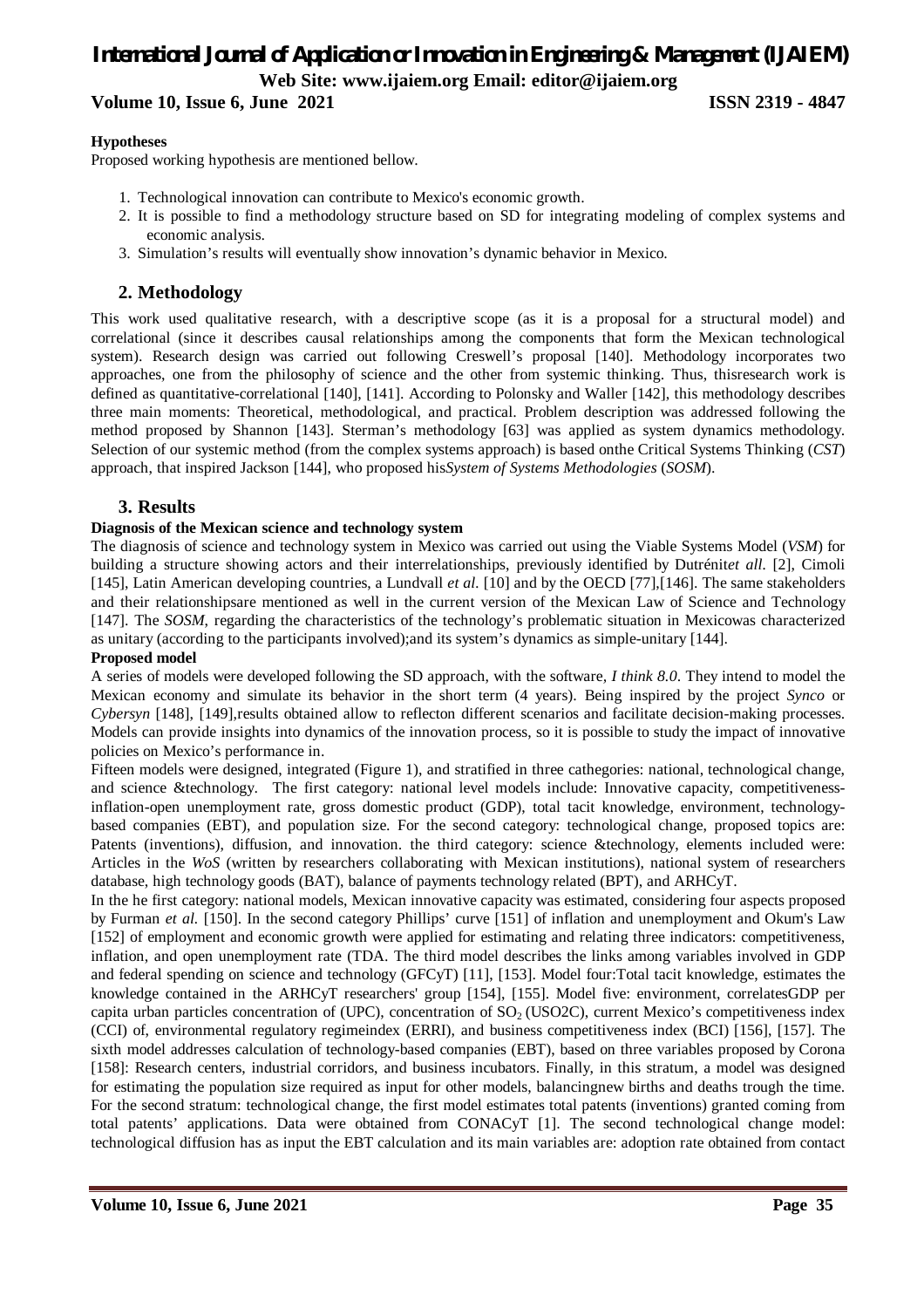**Hypotheses**

Proposed working hypothesis are mentioned bellow.

1. Technological innovation can contribute to Mexico's economic growth.
2. It is possible to find a methodology structure based on SD for integrating modeling of complex systems and economic analysis.
3. Simulation's results will eventually show innovation's dynamic behavior in Mexico.

## 2. Methodology

This work used qualitative research, with a descriptive scope (as it is a proposal for a structural model) and correlational (since it describes causal relationships among the components that form the Mexican technological system). Research design was carried out following Creswell's proposal [140]. Methodology incorporates two approaches, one from the philosophy of science and the other from systemic thinking. Thus, thisresearch work is defined as quantitative-correlational [140], [141]. According to Polonsky and Waller [142], this methodology describes three main moments: Theoretical, methodological, and practical. Problem description was addressed following the method proposed by Shannon [143]. Sterman's methodology [63] was applied as system dynamics methodology. Selection of our systemic method (from the complex systems approach) is based onthe Critical Systems Thinking (*CST*) approach, that inspired Jackson [144], who proposed his*System of Systems Methodologies* (*SOSM*).

## 3. Results

**Diagnosis of the Mexican science and technology system**

The diagnosis of science and technology system in Mexico was carried out using the Viable Systems Model (*VSM*) for building a structure showing actors and their interrelationships, previously identified by Dutrénit*et all*. [2], Cimoli [145], Latin American developing countries, a Lundvall *et al*. [10] and by the OECD [77],[146]. The same stakeholders and their relationshipsare mentioned as well in the current version of the Mexican Law of Science and Technology [147]. The *SOSM*, regarding the characteristics of the technology's problematic situation in Mexicowas characterized as unitary (according to the participants involved);and its system's dynamics as simple-unitary [144].

**Proposed model**

A series of models were developed following the SD approach, with the software, *I think 8.0*. They intend to model the Mexican economy and simulate its behavior in the short term (4 years). Being inspired by the project *Synco* or *Cybersyn* [148], [149],results obtained allow to reflecton different scenarios and facilitate decision-making processes. Models can provide insights into dynamics of the innovation process, so it is possible to study the impact of innovative policies on Mexico's performance in.

Fifteen models were designed, integrated (Figure 1), and stratified in three cathegories: national, technological change, and science &technology. The first category: national level models include: Innovative capacity, competitiveness-inflation-open unemployment rate, gross domestic product (GDP), total tacit knowledge, environment, technology-based companies (EBT), and population size. For the second category: technological change, proposed topics are: Patents (inventions), diffusion, and innovation. the third category: science &technology, elements included were: Articles in the *WoS* (written by researchers collaborating with Mexican institutions), national system of researchers database, high technology goods (BAT), balance of payments technology related (BPT), and ARHCyT.

In the he first category: national models, Mexican innovative capacity was estimated, considering four aspects proposed by Furman *et al*. [150]. In the second category Phillips' curve [151] of inflation and unemployment and Okum's Law [152] of employment and economic growth were applied for estimating and relating three indicators: competitiveness, inflation, and open unemployment rate (TDA. The third model describes the links among variables involved in GDP and federal spending on science and technology (GFCyT) [11], [153]. Model four:Total tacit knowledge, estimates the knowledge contained in the ARHCyT researchers' group [154], [155]. Model five: environment, correlatesGDP per capita urban particles concentration of (UPC), concentration of $SO_2$ (USO2C), current Mexico's competitiveness index (CCI) of, environmental regulatory regimeindex (ERRI), and business competitiveness index (BCI) [156], [157]. The sixth model addresses calculation of technology-based companies (EBT), based on three variables proposed by Corona [158]: Research centers, industrial corridors, and business incubators. Finally, in this stratum, a model was designed for estimating the population size required as input for other models, balancingnew births and deaths trough the time. For the second stratum: technological change, the first model estimates total patents (inventions) granted coming from total patents' applications. Data were obtained from CONACyT [1]. The second technological change model: technological diffusion has as input the EBT calculation and its main variables are: adoption rate obtained from contact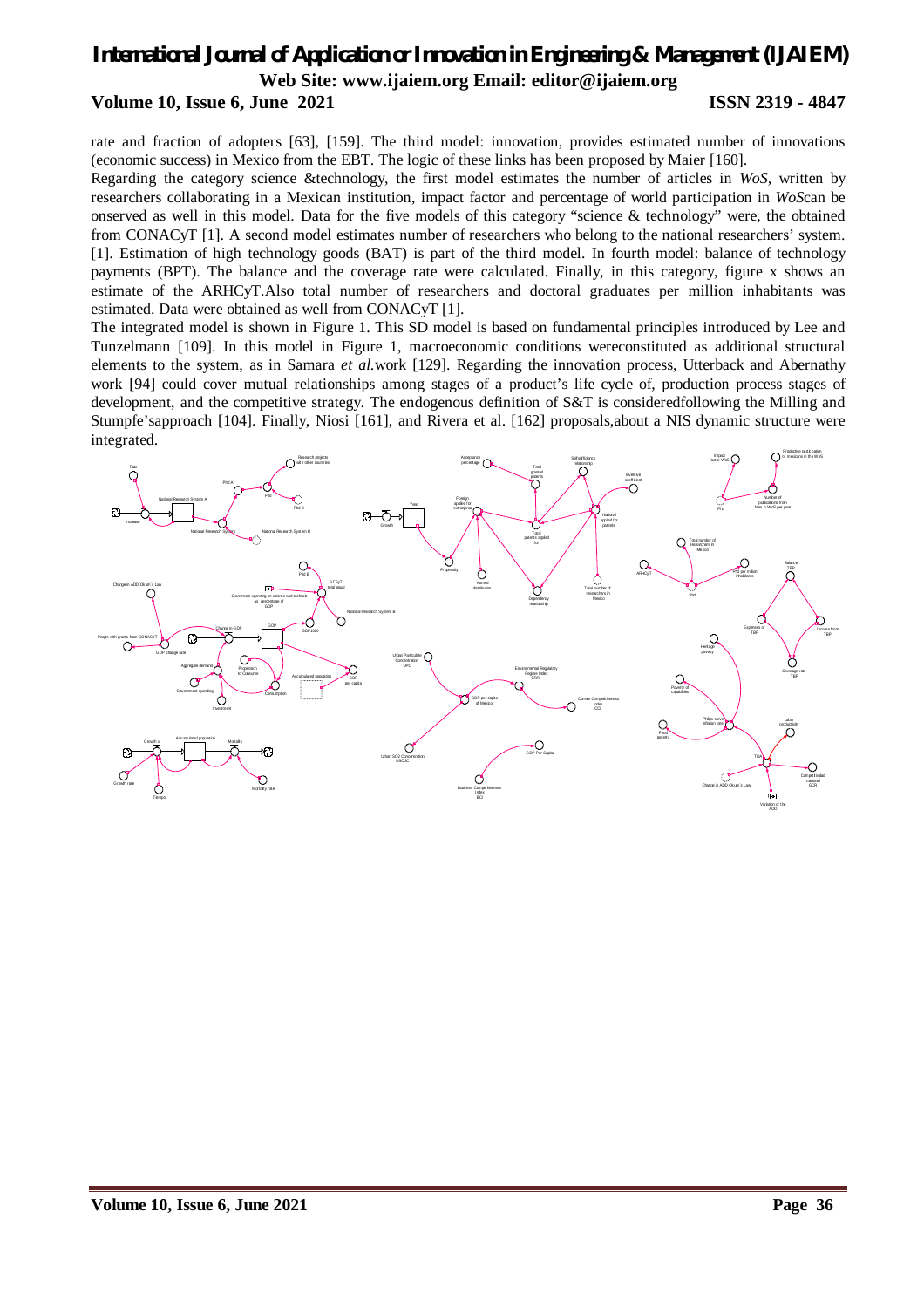rate and fraction of adopters [63], [159]. The third model: innovation, provides estimated number of innovations (economic success) in Mexico from the EBT. The logic of these links has been proposed by Maier [160].

Regarding the category science &technology, the first model estimates the number of articles in *WoS*, written by researchers collaborating in a Mexican institution, impact factor and percentage of world participation in *WoS*can be onserved as well in this model. Data for the five models of this category "science & technology" were, the obtained from CONACyT [1]. A second model estimates number of researchers who belong to the national researchers' system. [1]. Estimation of high technology goods (BAT) is part of the third model. In fourth model: balance of technology payments (BPT). The balance and the coverage rate were calculated. Finally, in this category, figure x shows an estimate of the ARHCyT.Also total number of researchers and doctoral graduates per million inhabitants was estimated. Data were obtained as well from CONACyT [1].

The integrated model is shown in Figure 1. This SD model is based on fundamental principles introduced by Lee and Tunzelmann [109]. In this model in Figure 1, macroeconomic conditions wereconstituted as additional structural elements to the system, as in Samara *et al.*work [129]. Regarding the innovation process, Utterback and Abernathy work [94] could cover mutual relationships among stages of a product's life cycle of, production process stages of development, and the competitive strategy. The endogenous definition of S&T is consideredfollowing the Milling and Stumpfe'sapproach [104]. Finally, Niosi [161], and Rivera et al. [162] proposals,about a NIS dynamic structure were integrated.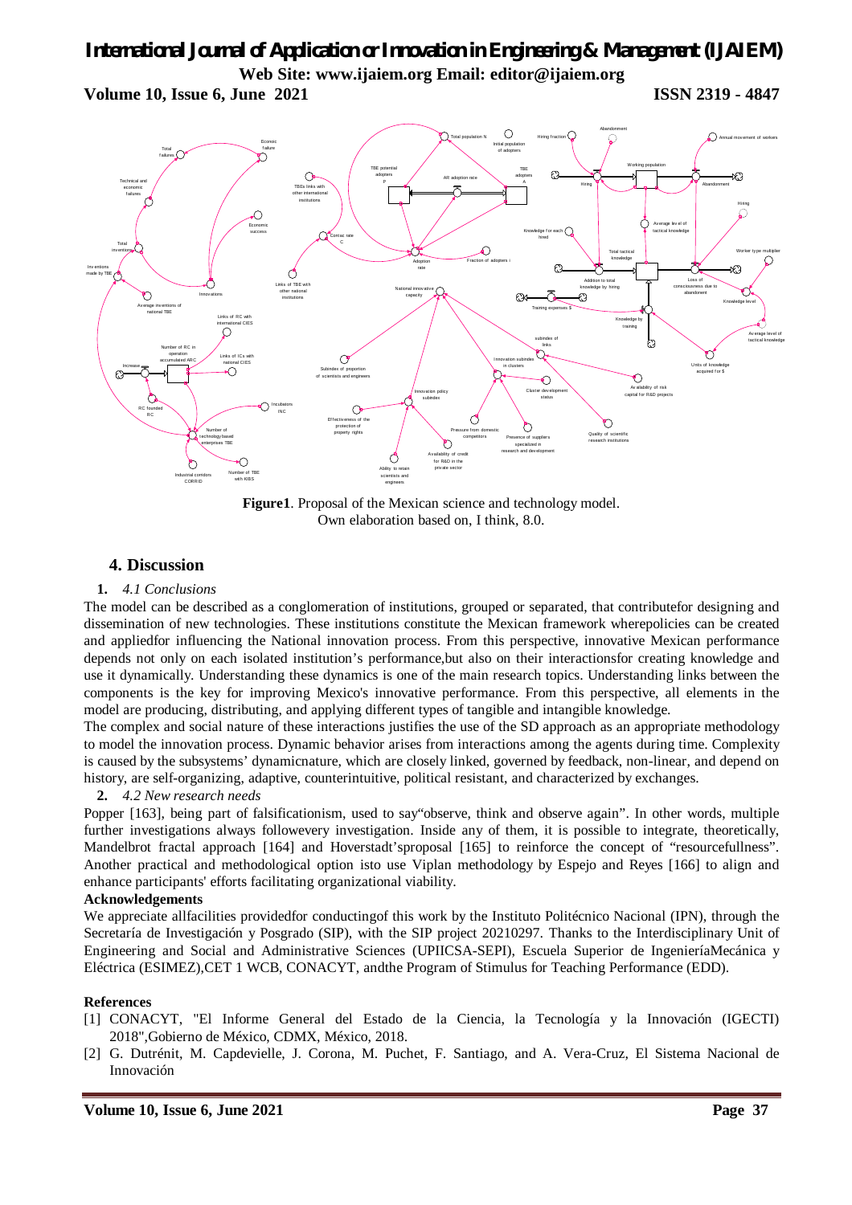**Figure1**. Proposal of the Mexican science and technology model.
Own elaboration based on, I think, 8.0.

## 4. Discussion

1. *4.1 Conclusions*

The model can be described as a conglomeration of institutions, grouped or separated, that contributefor designing and dissemination of new technologies. These institutions constitute the Mexican framework wherepolicies can be created and appliedfor influencing the National innovation process. From this perspective, innovative Mexican performance depends not only on each isolated institution's performance,but also on their interactionsfor creating knowledge and use it dynamically. Understanding these dynamics is one of the main research topics. Understanding links between the components is the key for improving Mexico's innovative performance. From this perspective, all elements in the model are producing, distributing, and applying different types of tangible and intangible knowledge.

The complex and social nature of these interactions justifies the use of the SD approach as an appropriate methodology to model the innovation process. Dynamic behavior arises from interactions among the agents during time. Complexity is caused by the subsystems' dynamicnature, which are closely linked, governed by feedback, non-linear, and depend on history, are self-organizing, adaptive, counterintuitive, political resistant, and characterized by exchanges.

2. *4.2 New research needs*

Popper [163], being part of falsificationism, used to say"observe, think and observe again". In other words, multiple further investigations always followevery investigation. Inside any of them, it is possible to integrate, theoretically, Mandelbrot fractal approach [164] and Hoverstadt'sproposal [165] to reinforce the concept of "resourcefullness". Another practical and methodological option isto use Viplan methodology by Espejo and Reyes [166] to align and enhance participants' efforts facilitating organizational viability.

**Acknowledgements**

We appreciate allfacilities providedfor conductingof this work by the Instituto Politécnico Nacional (IPN), through the Secretaría de Investigación y Posgrado (SIP), with the SIP project 20210297. Thanks to the Interdisciplinary Unit of Engineering and Social and Administrative Sciences (UPIICSA-SEPI), Escuela Superior de IngenieríaMecánica y Eléctrica (ESIMEZ),CET 1 WCB, CONACYT, andthe Program of Stimulus for Teaching Performance (EDD).

**References**

[1] CONACYT, "El Informe General del Estado de la Ciencia, la Tecnología y la Innovación (IGECTI) 2018",Gobierno de México, CDMX, México, 2018.

[2] G. Dutrénit, M. Capdevielle, J. Corona, M. Puchet, F. Santiago, and A. Vera-Cruz, El Sistema Nacional de Innovación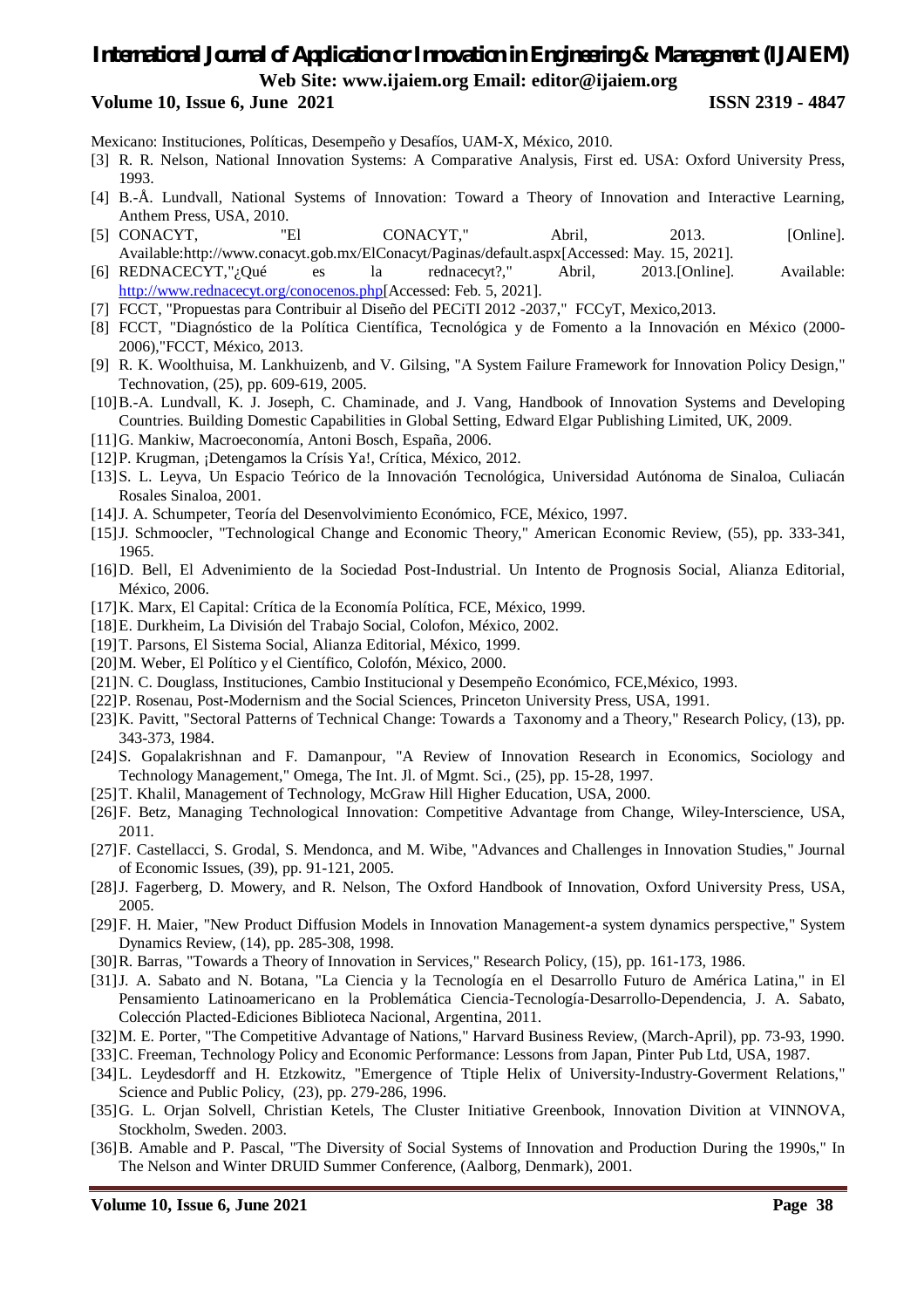Mexicano: Instituciones, Políticas, Desempeño y Desafíos, UAM-X, México, 2010.

[3] R. R. Nelson, National Innovation Systems: A Comparative Analysis, First ed. USA: Oxford University Press, 1993.

[4] B.-Å. Lundvall, National Systems of Innovation: Toward a Theory of Innovation and Interactive Learning, Anthem Press, USA, 2010.

[5] CONACYT, "El CONACYT," Abril, 2013. [Online]. Available:http://www.conacyt.gob.mx/ElConacyt/Paginas/default.aspx[Accessed: May. 15, 2021].

[6] REDNACECYT,"¿Qué es la rednacecyt?," Abril, 2013.[Online]. Available: http://www.rednacecyt.org/conocenos.php[Accessed: Feb. 5, 2021].

[7] FCCT, "Propuestas para Contribuir al Diseño del PECiTI 2012 -2037," FCCyT, Mexico,2013.

[8] FCCT, "Diagnóstico de la Política Científica, Tecnológica y de Fomento a la Innovación en México (2000-2006),"FCCT, México, 2013.

[9] R. K. Woolthuisa, M. Lankhuizenb, and V. Gilsing, "A System Failure Framework for Innovation Policy Design," Technovation, (25), pp. 609-619, 2005.

[10] B.-A. Lundvall, K. J. Joseph, C. Chaminade, and J. Vang, Handbook of Innovation Systems and Developing Countries. Building Domestic Capabilities in Global Setting, Edward Elgar Publishing Limited, UK, 2009.

[11] G. Mankiw, Macroeconomía, Antoni Bosch, España, 2006.

[12] P. Krugman, ¡Detengamos la Crísis Ya!, Crítica, México, 2012.

[13] S. L. Leyva, Un Espacio Teórico de la Innovación Tecnológica, Universidad Autónoma de Sinaloa, Culiacán Rosales Sinaloa, 2001.

[14] J. A. Schumpeter, Teoría del Desenvolvimiento Económico, FCE, México, 1997.

[15] J. Schmoocler, "Technological Change and Economic Theory," American Economic Review, (55), pp. 333-341, 1965.

[16] D. Bell, El Advenimiento de la Sociedad Post-Industrial. Un Intento de Prognosis Social, Alianza Editorial, México, 2006.

[17] K. Marx, El Capital: Crítica de la Economía Política, FCE, México, 1999.

[18] E. Durkheim, La División del Trabajo Social, Colofon, México, 2002.

[19] T. Parsons, El Sistema Social, Alianza Editorial, México, 1999.

[20] M. Weber, El Político y el Científico, Colofón, México, 2000.

[21] N. C. Douglass, Instituciones, Cambio Institucional y Desempeño Económico, FCE,México, 1993.

[22] P. Rosenau, Post-Modernism and the Social Sciences, Princeton University Press, USA, 1991.

[23] K. Pavitt, "Sectoral Patterns of Technical Change: Towards a Taxonomy and a Theory," Research Policy, (13), pp. 343-373, 1984.

[24] S. Gopalakrishnan and F. Damanpour, "A Review of Innovation Research in Economics, Sociology and Technology Management," Omega, The Int. Jl. of Mgmt. Sci., (25), pp. 15-28, 1997.

[25] T. Khalil, Management of Technology, McGraw Hill Higher Education, USA, 2000.

[26] F. Betz, Managing Technological Innovation: Competitive Advantage from Change, Wiley-Interscience, USA, 2011.

[27] F. Castellacci, S. Grodal, S. Mendonca, and M. Wibe, "Advances and Challenges in Innovation Studies," Journal of Economic Issues, (39), pp. 91-121, 2005.

[28] J. Fagerberg, D. Mowery, and R. Nelson, The Oxford Handbook of Innovation, Oxford University Press, USA, 2005.

[29] F. H. Maier, "New Product Diffusion Models in Innovation Management-a system dynamics perspective," System Dynamics Review, (14), pp. 285-308, 1998.

[30] R. Barras, "Towards a Theory of Innovation in Services," Research Policy, (15), pp. 161-173, 1986.

[31] J. A. Sabato and N. Botana, "La Ciencia y la Tecnología en el Desarrollo Futuro de América Latina," in El Pensamiento Latinoamericano en la Problemática Ciencia-Tecnología-Desarrollo-Dependencia, J. A. Sabato, Colección Placted-Ediciones Biblioteca Nacional, Argentina, 2011.

[32] M. E. Porter, "The Competitive Advantage of Nations," Harvard Business Review, (March-April), pp. 73-93, 1990.

[33] C. Freeman, Technology Policy and Economic Performance: Lessons from Japan, Pinter Pub Ltd, USA, 1987.

[34] L. Leydesdorff and H. Etzkowitz, "Emergence of Ttiple Helix of University-Industry-Goverment Relations," Science and Public Policy, (23), pp. 279-286, 1996.

[35] G. L. Orjan Solvell, Christian Ketels, The Cluster Initiative Greenbook, Innovation Divition at VINNOVA, Stockholm, Sweden. 2003.

[36] B. Amable and P. Pascal, "The Diversity of Social Systems of Innovation and Production During the 1990s," In The Nelson and Winter DRUID Summer Conference, (Aalborg, Denmark), 2001.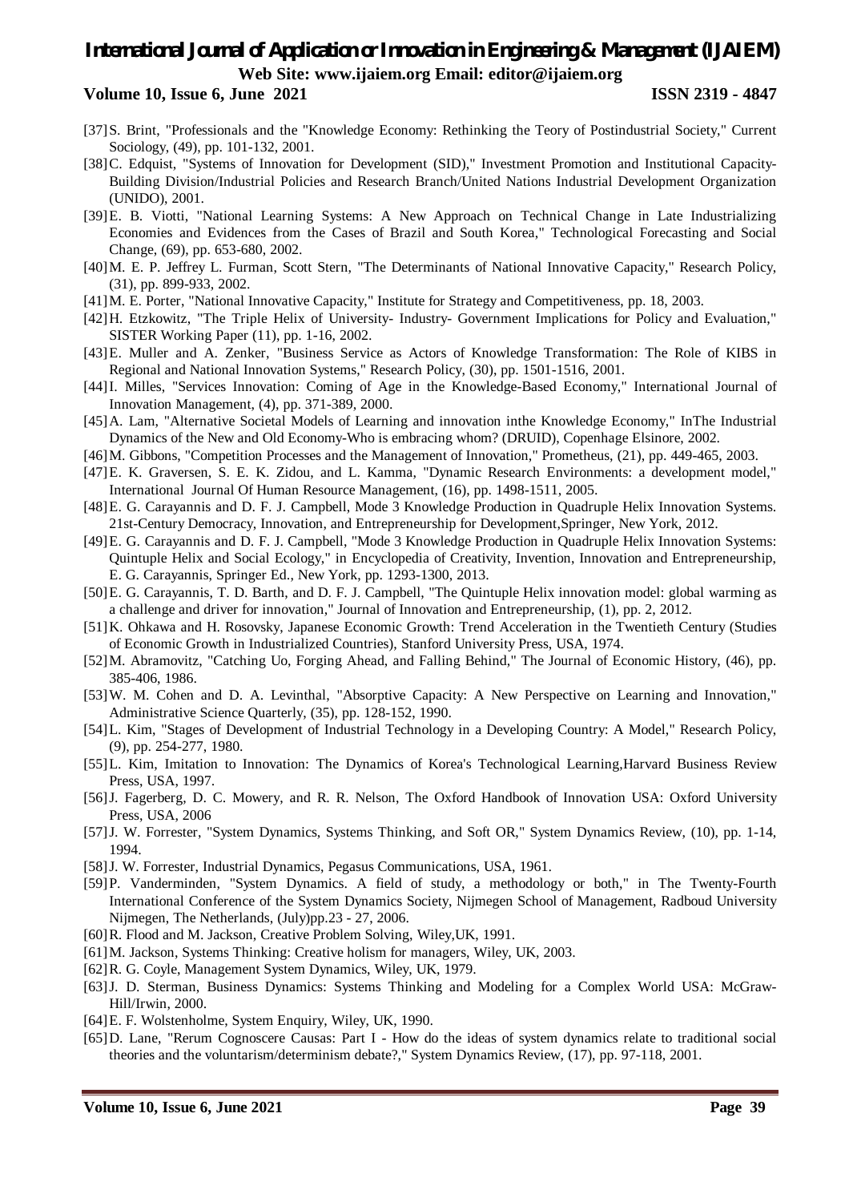[37] S. Brint, "Professionals and the "Knowledge Economy: Rethinking the Teory of Postindustrial Society," Current Sociology, (49), pp. 101-132, 2001.

[38] C. Edquist, "Systems of Innovation for Development (SID)," Investment Promotion and Institutional Capacity-Building Division/Industrial Policies and Research Branch/United Nations Industrial Development Organization (UNIDO), 2001.

[39] E. B. Viotti, "National Learning Systems: A New Approach on Technical Change in Late Industrializing Economies and Evidences from the Cases of Brazil and South Korea," Technological Forecasting and Social Change, (69), pp. 653-680, 2002.

[40] M. E. P. Jeffrey L. Furman, Scott Stern, "The Determinants of National Innovative Capacity," Research Policy, (31), pp. 899-933, 2002.

[41] M. E. Porter, "National Innovative Capacity," Institute for Strategy and Competitiveness, pp. 18, 2003.

[42] H. Etzkowitz, "The Triple Helix of University- Industry- Government Implications for Policy and Evaluation," SISTER Working Paper (11), pp. 1-16, 2002.

[43] E. Muller and A. Zenker, "Business Service as Actors of Knowledge Transformation: The Role of KIBS in Regional and National Innovation Systems," Research Policy, (30), pp. 1501-1516, 2001.

[44] I. Milles, "Services Innovation: Coming of Age in the Knowledge-Based Economy," International Journal of Innovation Management, (4), pp. 371-389, 2000.

[45] A. Lam, "Alternative Societal Models of Learning and innovation inthe Knowledge Economy," InThe Industrial Dynamics of the New and Old Economy-Who is embracing whom? (DRUID), Copenhage Elsinore, 2002.

[46] M. Gibbons, "Competition Processes and the Management of Innovation," Prometheus, (21), pp. 449-465, 2003.

[47] E. K. Graversen, S. E. K. Zidou, and L. Kamma, "Dynamic Research Environments: a development model," International Journal Of Human Resource Management, (16), pp. 1498-1511, 2005.

[48] E. G. Carayannis and D. F. J. Campbell, Mode 3 Knowledge Production in Quadruple Helix Innovation Systems. 21st-Century Democracy, Innovation, and Entrepreneurship for Development,Springer, New York, 2012.

[49] E. G. Carayannis and D. F. J. Campbell, "Mode 3 Knowledge Production in Quadruple Helix Innovation Systems: Quintuple Helix and Social Ecology," in Encyclopedia of Creativity, Invention, Innovation and Entrepreneurship, E. G. Carayannis, Springer Ed., New York, pp. 1293-1300, 2013.

[50] E. G. Carayannis, T. D. Barth, and D. F. J. Campbell, "The Quintuple Helix innovation model: global warming as a challenge and driver for innovation," Journal of Innovation and Entrepreneurship, (1), pp. 2, 2012.

[51] K. Ohkawa and H. Rosovsky, Japanese Economic Growth: Trend Acceleration in the Twentieth Century (Studies of Economic Growth in Industrialized Countries), Stanford University Press, USA, 1974.

[52] M. Abramovitz, "Catching Uo, Forging Ahead, and Falling Behind," The Journal of Economic History, (46), pp. 385-406, 1986.

[53] W. M. Cohen and D. A. Levinthal, "Absorptive Capacity: A New Perspective on Learning and Innovation," Administrative Science Quarterly, (35), pp. 128-152, 1990.

[54] L. Kim, "Stages of Development of Industrial Technology in a Developing Country: A Model," Research Policy, (9), pp. 254-277, 1980.

[55] L. Kim, Imitation to Innovation: The Dynamics of Korea's Technological Learning,Harvard Business Review Press, USA, 1997.

[56] J. Fagerberg, D. C. Mowery, and R. R. Nelson, The Oxford Handbook of Innovation USA: Oxford University Press, USA, 2006

[57] J. W. Forrester, "System Dynamics, Systems Thinking, and Soft OR," System Dynamics Review, (10), pp. 1-14, 1994.

[58] J. W. Forrester, Industrial Dynamics, Pegasus Communications, USA, 1961.

[59] P. Vanderminden, "System Dynamics. A field of study, a methodology or both," in The Twenty-Fourth International Conference of the System Dynamics Society, Nijmegen School of Management, Radboud University Nijmegen, The Netherlands, (July)pp.23 - 27, 2006.

[60] R. Flood and M. Jackson, Creative Problem Solving, Wiley,UK, 1991.

[61] M. Jackson, Systems Thinking: Creative holism for managers, Wiley, UK, 2003.

[62] R. G. Coyle, Management System Dynamics, Wiley, UK, 1979.

[63] J. D. Sterman, Business Dynamics: Systems Thinking and Modeling for a Complex World USA: McGraw-Hill/Irwin, 2000.

[64] E. F. Wolstenholme, System Enquiry, Wiley, UK, 1990.

[65] D. Lane, "Rerum Cognoscere Causas: Part I - How do the ideas of system dynamics relate to traditional social theories and the voluntarism/determinism debate?," System Dynamics Review, (17), pp. 97-118, 2001.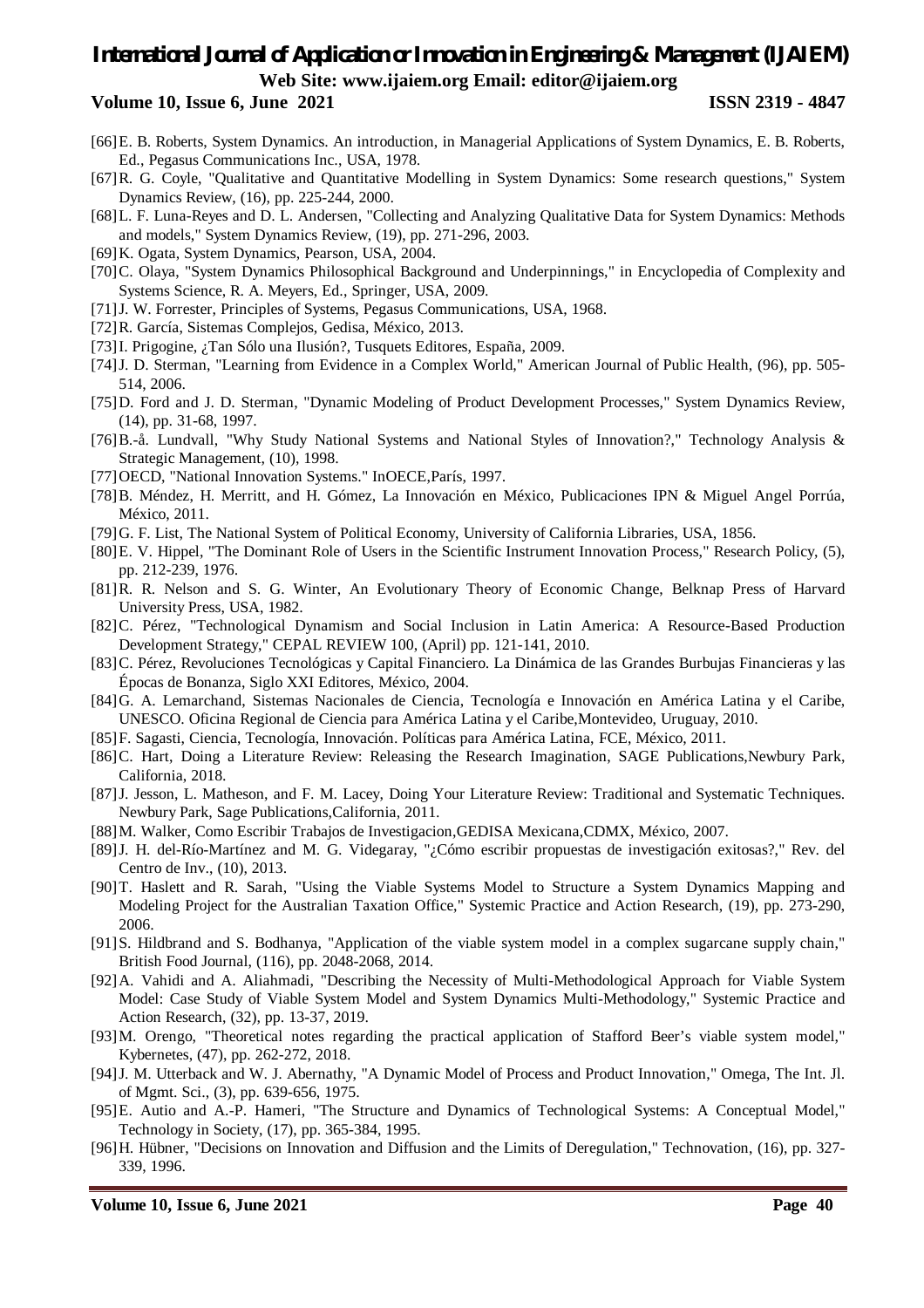[66] E. B. Roberts, System Dynamics. An introduction, in Managerial Applications of System Dynamics, E. B. Roberts, Ed., Pegasus Communications Inc., USA, 1978.

[67] R. G. Coyle, "Qualitative and Quantitative Modelling in System Dynamics: Some research questions," System Dynamics Review, (16), pp. 225-244, 2000.

[68] L. F. Luna-Reyes and D. L. Andersen, "Collecting and Analyzing Qualitative Data for System Dynamics: Methods and models," System Dynamics Review, (19), pp. 271-296, 2003.

[69] K. Ogata, System Dynamics, Pearson, USA, 2004.

[70] C. Olaya, "System Dynamics Philosophical Background and Underpinnings," in Encyclopedia of Complexity and Systems Science, R. A. Meyers, Ed., Springer, USA, 2009.

[71] J. W. Forrester, Principles of Systems, Pegasus Communications, USA, 1968.

[72] R. García, Sistemas Complejos, Gedisa, México, 2013.

[73] I. Prigogine, ¿Tan Sólo una Ilusión?, Tusquets Editores, España, 2009.

[74] J. D. Sterman, "Learning from Evidence in a Complex World," American Journal of Public Health, (96), pp. 505-514, 2006.

[75] D. Ford and J. D. Sterman, "Dynamic Modeling of Product Development Processes," System Dynamics Review, (14), pp. 31-68, 1997.

[76] B.-å. Lundvall, "Why Study National Systems and National Styles of Innovation?," Technology Analysis & Strategic Management, (10), 1998.

[77] OECD, "National Innovation Systems." InOECE,París, 1997.

[78] B. Méndez, H. Merritt, and H. Gómez, La Innovación en México, Publicaciones IPN & Miguel Angel Porrúa, México, 2011.

[79] G. F. List, The National System of Political Economy, University of California Libraries, USA, 1856.

[80] E. V. Hippel, "The Dominant Role of Users in the Scientific Instrument Innovation Process," Research Policy, (5), pp. 212-239, 1976.

[81] R. R. Nelson and S. G. Winter, An Evolutionary Theory of Economic Change, Belknap Press of Harvard University Press, USA, 1982.

[82] C. Pérez, "Technological Dynamism and Social Inclusion in Latin America: A Resource-Based Production Development Strategy," CEPAL REVIEW 100, (April) pp. 121-141, 2010.

[83] C. Pérez, Revoluciones Tecnológicas y Capital Financiero. La Dinámica de las Grandes Burbujas Financieras y las Épocas de Bonanza, Siglo XXI Editores, México, 2004.

[84] G. A. Lemarchand, Sistemas Nacionales de Ciencia, Tecnología e Innovación en América Latina y el Caribe, UNESCO. Oficina Regional de Ciencia para América Latina y el Caribe,Montevideo, Uruguay, 2010.

[85] F. Sagasti, Ciencia, Tecnología, Innovación. Políticas para América Latina, FCE, México, 2011.

[86] C. Hart, Doing a Literature Review: Releasing the Research Imagination, SAGE Publications,Newbury Park, California, 2018.

[87] J. Jesson, L. Matheson, and F. M. Lacey, Doing Your Literature Review: Traditional and Systematic Techniques. Newbury Park, Sage Publications,California, 2011.

[88] M. Walker, Como Escribir Trabajos de Investigacion,GEDISA Mexicana,CDMX, México, 2007.

[89] J. H. del-Río-Martínez and M. G. Videgaray, "¿Cómo escribir propuestas de investigación exitosas?," Rev. del Centro de Inv., (10), 2013.

[90] T. Haslett and R. Sarah, "Using the Viable Systems Model to Structure a System Dynamics Mapping and Modeling Project for the Australian Taxation Office," Systemic Practice and Action Research, (19), pp. 273-290, 2006.

[91] S. Hildbrand and S. Bodhanya, "Application of the viable system model in a complex sugarcane supply chain," British Food Journal, (116), pp. 2048-2068, 2014.

[92] A. Vahidi and A. Aliahmadi, "Describing the Necessity of Multi-Methodological Approach for Viable System Model: Case Study of Viable System Model and System Dynamics Multi-Methodology," Systemic Practice and Action Research, (32), pp. 13-37, 2019.

[93] M. Orengo, "Theoretical notes regarding the practical application of Stafford Beer's viable system model," Kybernetes, (47), pp. 262-272, 2018.

[94] J. M. Utterback and W. J. Abernathy, "A Dynamic Model of Process and Product Innovation," Omega, The Int. Jl. of Mgmt. Sci., (3), pp. 639-656, 1975.

[95] E. Autio and A.-P. Hameri, "The Structure and Dynamics of Technological Systems: A Conceptual Model," Technology in Society, (17), pp. 365-384, 1995.

[96] H. Hübner, "Decisions on Innovation and Diffusion and the Limits of Deregulation," Technovation, (16), pp. 327-339, 1996.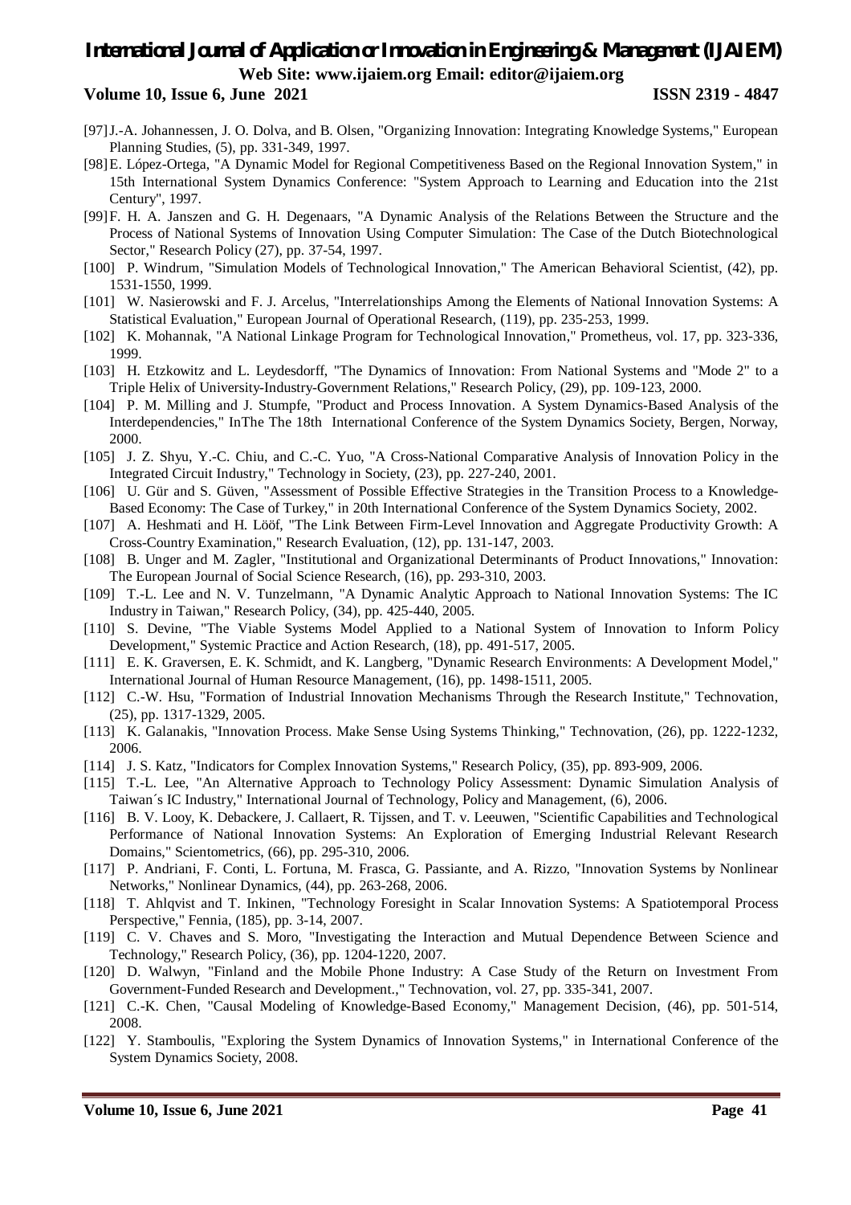[97] J.-A. Johannessen, J. O. Dolva, and B. Olsen, "Organizing Innovation: Integrating Knowledge Systems," European Planning Studies, (5), pp. 331-349, 1997.

[98] E. López-Ortega, "A Dynamic Model for Regional Competitiveness Based on the Regional Innovation System," in 15th International System Dynamics Conference: "System Approach to Learning and Education into the 21st Century", 1997.

[99] F. H. A. Janszen and G. H. Degenaars, "A Dynamic Analysis of the Relations Between the Structure and the Process of National Systems of Innovation Using Computer Simulation: The Case of the Dutch Biotechnological Sector," Research Policy (27), pp. 37-54, 1997.

[100] P. Windrum, "Simulation Models of Technological Innovation," The American Behavioral Scientist, (42), pp. 1531-1550, 1999.

[101] W. Nasierowski and F. J. Arcelus, "Interrelationships Among the Elements of National Innovation Systems: A Statistical Evaluation," European Journal of Operational Research, (119), pp. 235-253, 1999.

[102] K. Mohannak, "A National Linkage Program for Technological Innovation," Prometheus, vol. 17, pp. 323-336, 1999.

[103] H. Etzkowitz and L. Leydesdorff, "The Dynamics of Innovation: From National Systems and "Mode 2" to a Triple Helix of University-Industry-Government Relations," Research Policy, (29), pp. 109-123, 2000.

[104] P. M. Milling and J. Stumpfe, "Product and Process Innovation. A System Dynamics-Based Analysis of the Interdependencies," InThe The 18th International Conference of the System Dynamics Society, Bergen, Norway, 2000.

[105] J. Z. Shyu, Y.-C. Chiu, and C.-C. Yuo, "A Cross-National Comparative Analysis of Innovation Policy in the Integrated Circuit Industry," Technology in Society, (23), pp. 227-240, 2001.

[106] U. Gür and S. Güven, "Assessment of Possible Effective Strategies in the Transition Process to a Knowledge-Based Economy: The Case of Turkey," in 20th International Conference of the System Dynamics Society, 2002.

[107] A. Heshmati and H. Lööf, "The Link Between Firm-Level Innovation and Aggregate Productivity Growth: A Cross-Country Examination," Research Evaluation, (12), pp. 131-147, 2003.

[108] B. Unger and M. Zagler, "Institutional and Organizational Determinants of Product Innovations," Innovation: The European Journal of Social Science Research, (16), pp. 293-310, 2003.

[109] T.-L. Lee and N. V. Tunzelmann, "A Dynamic Analytic Approach to National Innovation Systems: The IC Industry in Taiwan," Research Policy, (34), pp. 425-440, 2005.

[110] S. Devine, "The Viable Systems Model Applied to a National System of Innovation to Inform Policy Development," Systemic Practice and Action Research, (18), pp. 491-517, 2005.

[111] E. K. Graversen, E. K. Schmidt, and K. Langberg, "Dynamic Research Environments: A Development Model," International Journal of Human Resource Management, (16), pp. 1498-1511, 2005.

[112] C.-W. Hsu, "Formation of Industrial Innovation Mechanisms Through the Research Institute," Technovation, (25), pp. 1317-1329, 2005.

[113] K. Galanakis, "Innovation Process. Make Sense Using Systems Thinking," Technovation, (26), pp. 1222-1232, 2006.

[114] J. S. Katz, "Indicators for Complex Innovation Systems," Research Policy, (35), pp. 893-909, 2006.

[115] T.-L. Lee, "An Alternative Approach to Technology Policy Assessment: Dynamic Simulation Analysis of Taiwan´s IC Industry," International Journal of Technology, Policy and Management, (6), 2006.

[116] B. V. Looy, K. Debackere, J. Callaert, R. Tijssen, and T. v. Leeuwen, "Scientific Capabilities and Technological Performance of National Innovation Systems: An Exploration of Emerging Industrial Relevant Research Domains," Scientometrics, (66), pp. 295-310, 2006.

[117] P. Andriani, F. Conti, L. Fortuna, M. Frasca, G. Passiante, and A. Rizzo, "Innovation Systems by Nonlinear Networks," Nonlinear Dynamics, (44), pp. 263-268, 2006.

[118] T. Ahlqvist and T. Inkinen, "Technology Foresight in Scalar Innovation Systems: A Spatiotemporal Process Perspective," Fennia, (185), pp. 3-14, 2007.

[119] C. V. Chaves and S. Moro, "Investigating the Interaction and Mutual Dependence Between Science and Technology," Research Policy, (36), pp. 1204-1220, 2007.

[120] D. Walwyn, "Finland and the Mobile Phone Industry: A Case Study of the Return on Investment From Government-Funded Research and Development.," Technovation, vol. 27, pp. 335-341, 2007.

[121] C.-K. Chen, "Causal Modeling of Knowledge-Based Economy," Management Decision, (46), pp. 501-514, 2008.

[122] Y. Stamboulis, "Exploring the System Dynamics of Innovation Systems," in International Conference of the System Dynamics Society, 2008.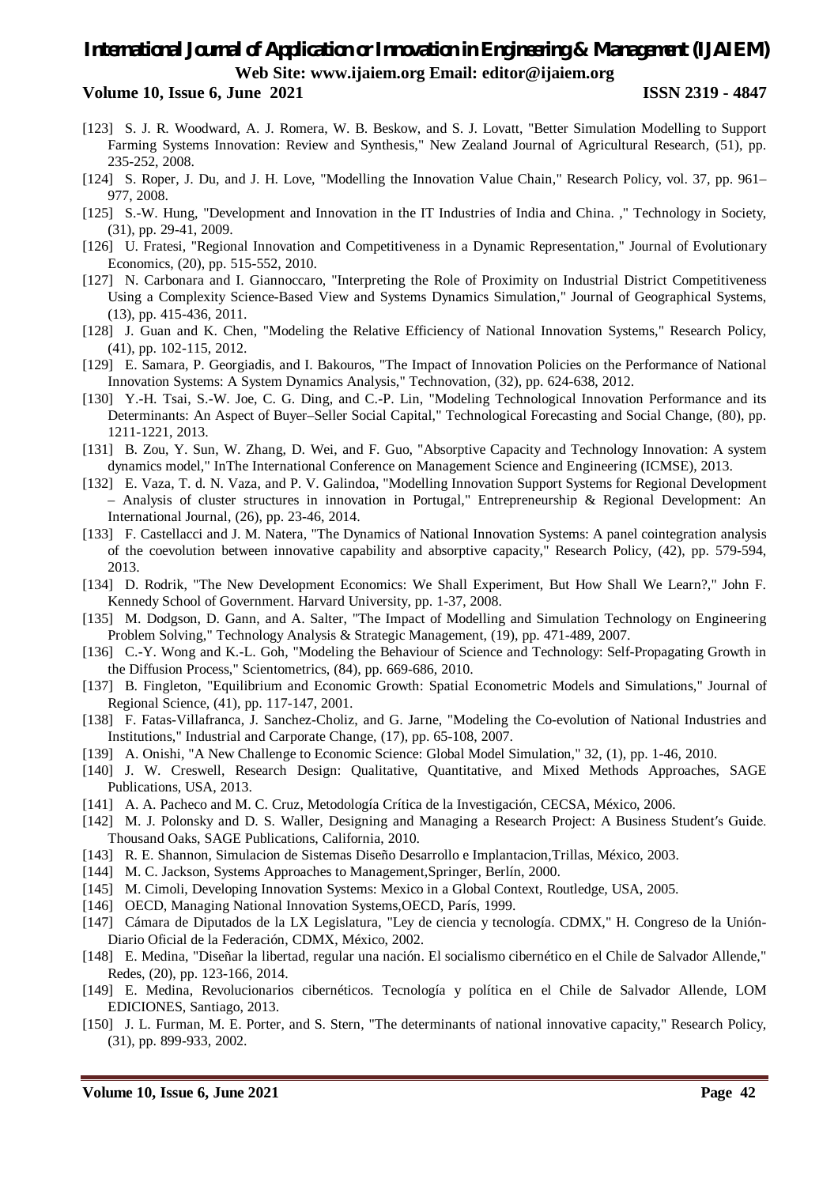[123] S. J. R. Woodward, A. J. Romera, W. B. Beskow, and S. J. Lovatt, "Better Simulation Modelling to Support Farming Systems Innovation: Review and Synthesis," New Zealand Journal of Agricultural Research, (51), pp. 235-252, 2008.

[124] S. Roper, J. Du, and J. H. Love, "Modelling the Innovation Value Chain," Research Policy, vol. 37, pp. 961–977, 2008.

[125] S.-W. Hung, "Development and Innovation in the IT Industries of India and China. ," Technology in Society, (31), pp. 29-41, 2009.

[126] U. Fratesi, "Regional Innovation and Competitiveness in a Dynamic Representation," Journal of Evolutionary Economics, (20), pp. 515-552, 2010.

[127] N. Carbonara and I. Giannoccaro, "Interpreting the Role of Proximity on Industrial District Competitiveness Using a Complexity Science-Based View and Systems Dynamics Simulation," Journal of Geographical Systems, (13), pp. 415-436, 2011.

[128] J. Guan and K. Chen, "Modeling the Relative Efficiency of National Innovation Systems," Research Policy, (41), pp. 102-115, 2012.

[129] E. Samara, P. Georgiadis, and I. Bakouros, "The Impact of Innovation Policies on the Performance of National Innovation Systems: A System Dynamics Analysis," Technovation, (32), pp. 624-638, 2012.

[130] Y.-H. Tsai, S.-W. Joe, C. G. Ding, and C.-P. Lin, "Modeling Technological Innovation Performance and its Determinants: An Aspect of Buyer–Seller Social Capital," Technological Forecasting and Social Change, (80), pp. 1211-1221, 2013.

[131] B. Zou, Y. Sun, W. Zhang, D. Wei, and F. Guo, "Absorptive Capacity and Technology Innovation: A system dynamics model," InThe International Conference on Management Science and Engineering (ICMSE), 2013.

[132] E. Vaza, T. d. N. Vaza, and P. V. Galindoa, "Modelling Innovation Support Systems for Regional Development – Analysis of cluster structures in innovation in Portugal," Entrepreneurship & Regional Development: An International Journal, (26), pp. 23-46, 2014.

[133] F. Castellacci and J. M. Natera, "The Dynamics of National Innovation Systems: A panel cointegration analysis of the coevolution between innovative capability and absorptive capacity," Research Policy, (42), pp. 579-594, 2013.

[134] D. Rodrik, "The New Development Economics: We Shall Experiment, But How Shall We Learn?," John F. Kennedy School of Government. Harvard University, pp. 1-37, 2008.

[135] M. Dodgson, D. Gann, and A. Salter, "The Impact of Modelling and Simulation Technology on Engineering Problem Solving," Technology Analysis & Strategic Management, (19), pp. 471-489, 2007.

[136] C.-Y. Wong and K.-L. Goh, "Modeling the Behaviour of Science and Technology: Self-Propagating Growth in the Diffusion Process," Scientometrics, (84), pp. 669-686, 2010.

[137] B. Fingleton, "Equilibrium and Economic Growth: Spatial Econometric Models and Simulations," Journal of Regional Science, (41), pp. 117-147, 2001.

[138] F. Fatas-Villafranca, J. Sanchez-Choliz, and G. Jarne, "Modeling the Co-evolution of National Industries and Institutions," Industrial and Carporate Change, (17), pp. 65-108, 2007.

[139] A. Onishi, "A New Challenge to Economic Science: Global Model Simulation," 32, (1), pp. 1-46, 2010.

[140] J. W. Creswell, Research Design: Qualitative, Quantitative, and Mixed Methods Approaches, SAGE Publications, USA, 2013.

[141] A. A. Pacheco and M. C. Cruz, Metodología Crítica de la Investigación, CECSA, México, 2006.

[142] M. J. Polonsky and D. S. Waller, Designing and Managing a Research Project: A Business Student′s Guide. Thousand Oaks, SAGE Publications, California, 2010.

[143] R. E. Shannon, Simulacion de Sistemas Diseño Desarrollo e Implantacion,Trillas, México, 2003.

[144] M. C. Jackson, Systems Approaches to Management,Springer, Berlín, 2000.

[145] M. Cimoli, Developing Innovation Systems: Mexico in a Global Context, Routledge, USA, 2005.

[146] OECD, Managing National Innovation Systems,OECD, París, 1999.

[147] Cámara de Diputados de la LX Legislatura, "Ley de ciencia y tecnología. CDMX," H. Congreso de la Unión-Diario Oficial de la Federación, CDMX, México, 2002.

[148] E. Medina, "Diseñar la libertad, regular una nación. El socialismo cibernético en el Chile de Salvador Allende," Redes, (20), pp. 123-166, 2014.

[149] E. Medina, Revolucionarios cibernéticos. Tecnología y política en el Chile de Salvador Allende, LOM EDICIONES, Santiago, 2013.

[150] J. L. Furman, M. E. Porter, and S. Stern, "The determinants of national innovative capacity," Research Policy, (31), pp. 899-933, 2002.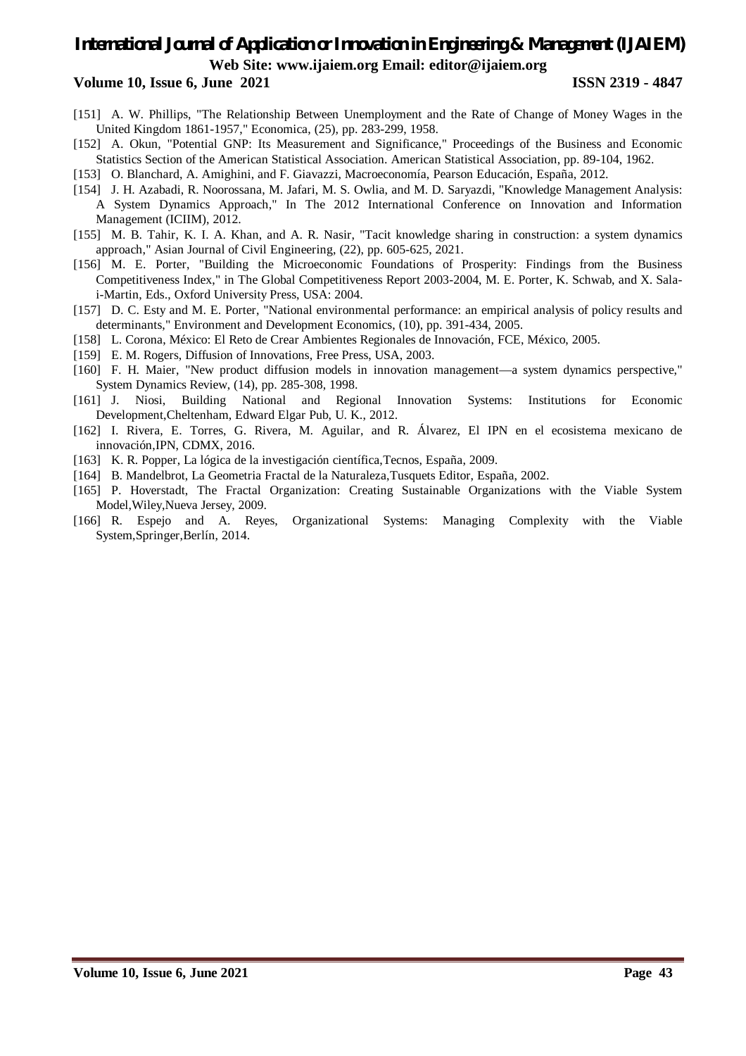[151] A. W. Phillips, "The Relationship Between Unemployment and the Rate of Change of Money Wages in the United Kingdom 1861-1957," Economica, (25), pp. 283-299, 1958.

[152] A. Okun, "Potential GNP: Its Measurement and Significance," Proceedings of the Business and Economic Statistics Section of the American Statistical Association. American Statistical Association, pp. 89-104, 1962.

[153] O. Blanchard, A. Amighini, and F. Giavazzi, Macroeconomía, Pearson Educación, España, 2012.

[154] J. H. Azabadi, R. Noorossana, M. Jafari, M. S. Owlia, and M. D. Saryazdi, "Knowledge Management Analysis: A System Dynamics Approach," In The 2012 International Conference on Innovation and Information Management (ICIIM), 2012.

[155] M. B. Tahir, K. I. A. Khan, and A. R. Nasir, "Tacit knowledge sharing in construction: a system dynamics approach," Asian Journal of Civil Engineering, (22), pp. 605-625, 2021.

[156] M. E. Porter, "Building the Microeconomic Foundations of Prosperity: Findings from the Business Competitiveness Index," in The Global Competitiveness Report 2003-2004, M. E. Porter, K. Schwab, and X. Sala-i-Martin, Eds., Oxford University Press, USA: 2004.

[157] D. C. Esty and M. E. Porter, "National environmental performance: an empirical analysis of policy results and determinants," Environment and Development Economics, (10), pp. 391-434, 2005.

[158] L. Corona, México: El Reto de Crear Ambientes Regionales de Innovación, FCE, México, 2005.

[159] E. M. Rogers, Diffusion of Innovations, Free Press, USA, 2003.

[160] F. H. Maier, "New product diffusion models in innovation management—a system dynamics perspective," System Dynamics Review, (14), pp. 285-308, 1998.

[161] J. Niosi, Building National and Regional Innovation Systems: Institutions for Economic Development,Cheltenham, Edward Elgar Pub, U. K., 2012.

[162] I. Rivera, E. Torres, G. Rivera, M. Aguilar, and R. Álvarez, El IPN en el ecosistema mexicano de innovación,IPN, CDMX, 2016.

[163] K. R. Popper, La lógica de la investigación científica,Tecnos, España, 2009.

[164] B. Mandelbrot, La Geometria Fractal de la Naturaleza,Tusquets Editor, España, 2002.

[165] P. Hoverstadt, The Fractal Organization: Creating Sustainable Organizations with the Viable System Model,Wiley,Nueva Jersey, 2009.

[166] R. Espejo and A. Reyes, Organizational Systems: Managing Complexity with the Viable System,Springer,Berlín, 2014.